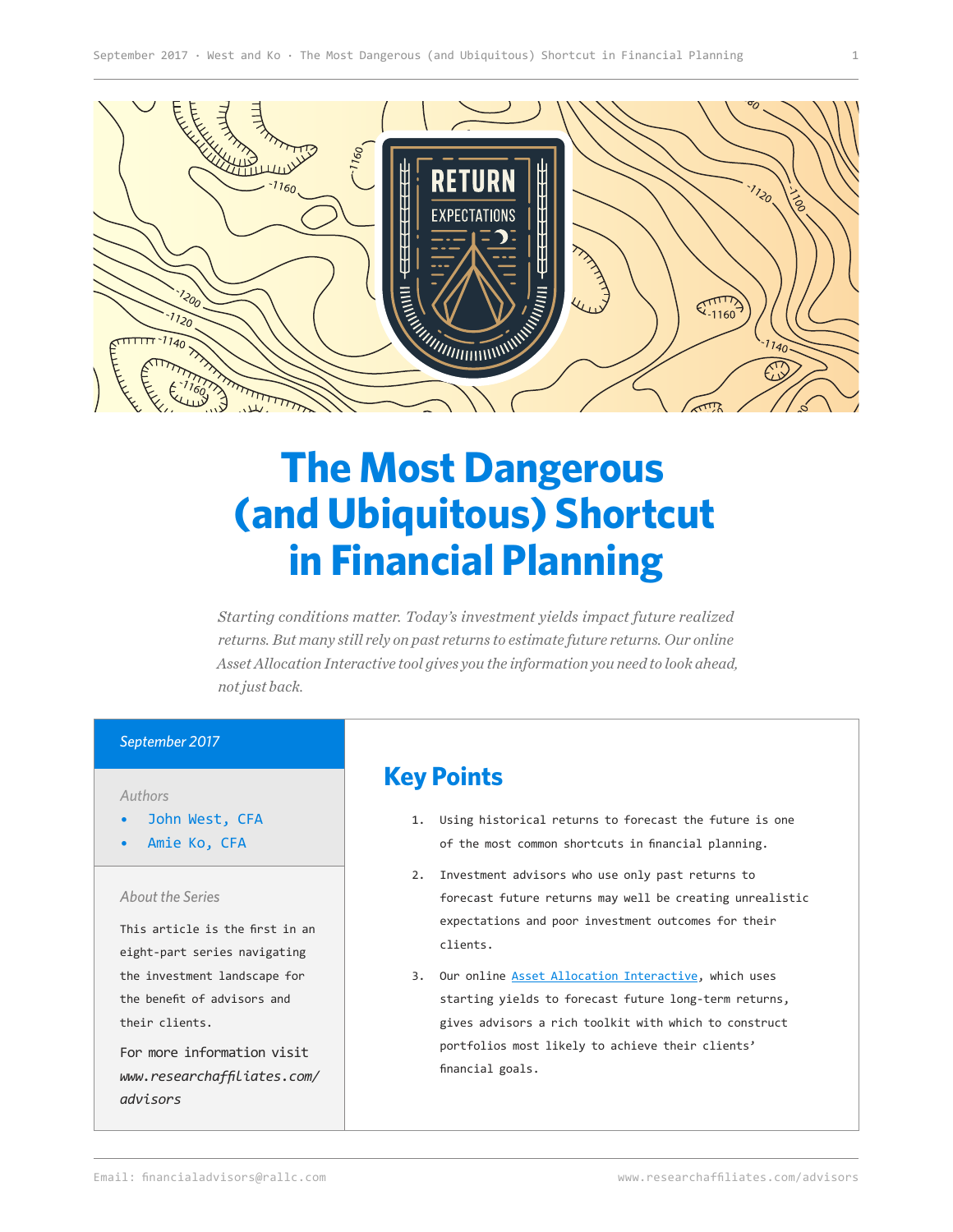# The Most Dangerous (and Ubiquitous) Shortcut in Financial Planning

*Starting conditions matter. Today's investment yields impact future realized returns. But many still rely on past returns to estimate future returns. Our online Asset Allocation Interactive tool gives you the information you need to look ahead, not just back.*

*September 2017*

*Authors*

- John West, CFA
- Amie Ko, CFA

*About the Series*

This article is the first in an eight-part series navigating the investment landscape for the benefit of advisors and their clients.

For more information visit *www.researchaffiliates.com/advisors*

## Key Points

1. Using historical returns to forecast the future is one of the most common shortcuts in financial planning.
2. Investment advisors who use only past returns to forecast future returns may well be creating unrealistic expectations and poor investment outcomes for their clients.
3. Our online Asset Allocation Interactive, which uses starting yields to forecast future long-term returns, gives advisors a rich toolkit with which to construct portfolios most likely to achieve their clients' financial goals.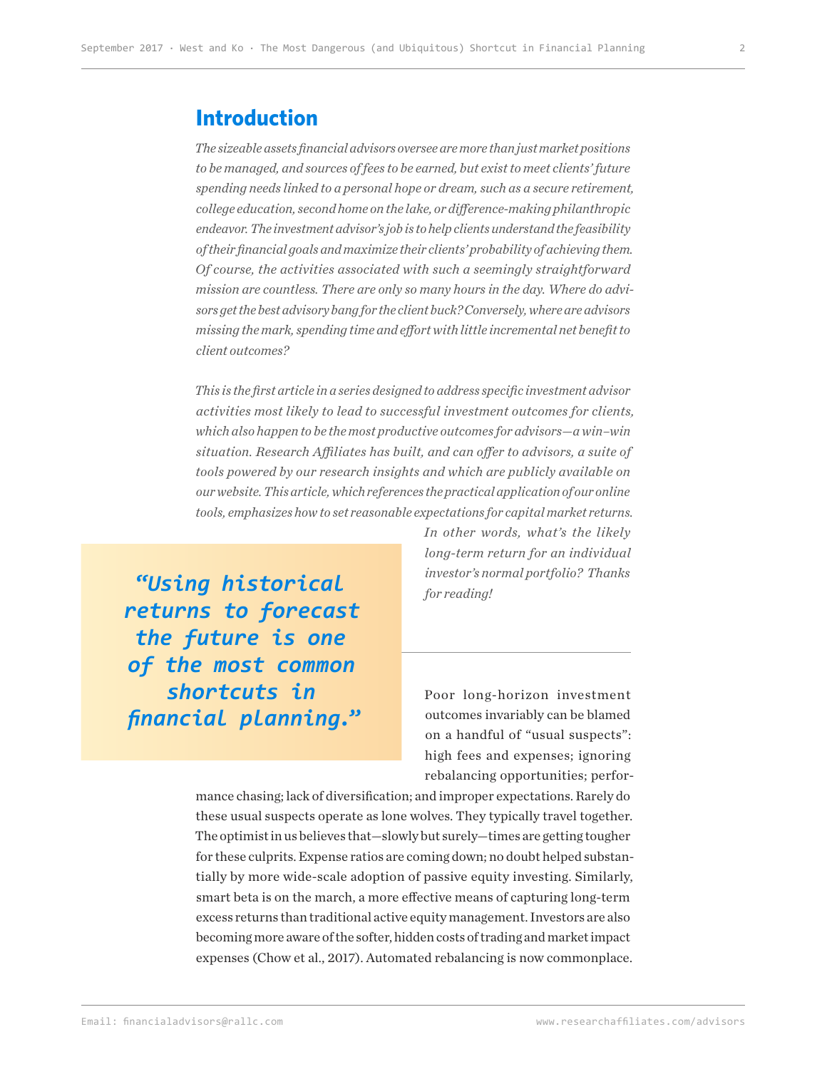## Introduction

*The sizeable assets financial advisors oversee are more than just market positions to be managed, and sources of fees to be earned, but exist to meet clients' future spending needs linked to a personal hope or dream, such as a secure retirement, college education, second home on the lake, or difference-making philanthropic endeavor. The investment advisor's job is to help clients understand the feasibility of their financial goals and maximize their clients' probability of achieving them. Of course, the activities associated with such a seemingly straightforward mission are countless. There are only so many hours in the day. Where do advisors get the best advisory bang for the client buck? Conversely, where are advisors missing the mark, spending time and effort with little incremental net benefit to client outcomes?*

*This is the first article in a series designed to address specific investment advisor activities most likely to lead to successful investment outcomes for clients, which also happen to be the most productive outcomes for advisors—a win–win situation. Research Affiliates has built, and can offer to advisors, a suite of tools powered by our research insights and which are publicly available on our website. This article, which references the practical application of our online tools, emphasizes how to set reasonable expectations for capital market returns. In other words, what's the likely long-term return for an individual investor's normal portfolio? Thanks for reading!*

> ***"Using historical returns to forecast the future is one of the most common shortcuts in financial planning."***

Poor long-horizon investment outcomes invariably can be blamed on a handful of "usual suspects": high fees and expenses; ignoring rebalancing opportunities; performance chasing; lack of diversification; and improper expectations. Rarely do these usual suspects operate as lone wolves. They typically travel together. The optimist in us believes that—slowly but surely—times are getting tougher for these culprits. Expense ratios are coming down; no doubt helped substantially by more wide-scale adoption of passive equity investing. Similarly, smart beta is on the march, a more effective means of capturing long-term excess returns than traditional active equity management. Investors are also becoming more aware of the softer, hidden costs of trading and market impact expenses (Chow et al., 2017). Automated rebalancing is now commonplace.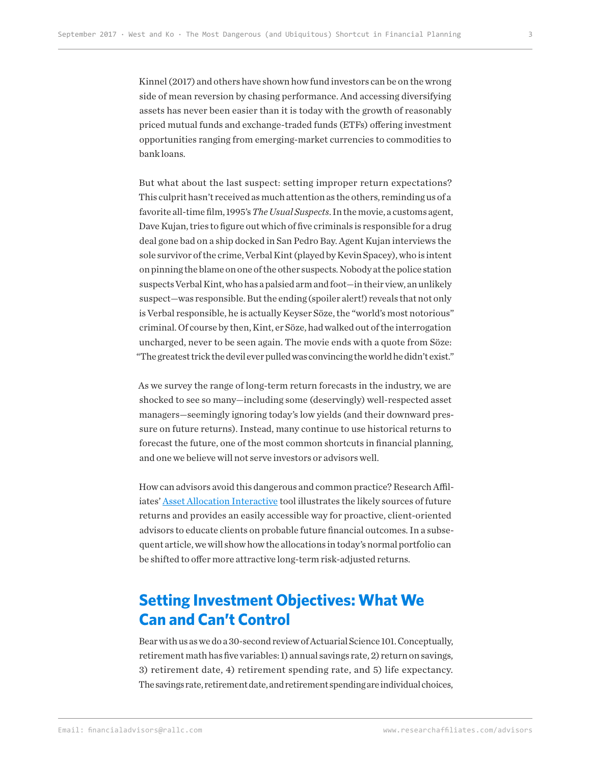Kinnel (2017) and others have shown how fund investors can be on the wrong side of mean reversion by chasing performance. And accessing diversifying assets has never been easier than it is today with the growth of reasonably priced mutual funds and exchange-traded funds (ETFs) offering investment opportunities ranging from emerging-market currencies to commodities to bank loans.

But what about the last suspect: setting improper return expectations? This culprit hasn't received as much attention as the others, reminding us of a favorite all-time film, 1995's *The Usual Suspects*. In the movie, a customs agent, Dave Kujan, tries to figure out which of five criminals is responsible for a drug deal gone bad on a ship docked in San Pedro Bay. Agent Kujan interviews the sole survivor of the crime, Verbal Kint (played by Kevin Spacey), who is intent on pinning the blame on one of the other suspects. Nobody at the police station suspects Verbal Kint, who has a palsied arm and foot—in their view, an unlikely suspect—was responsible. But the ending (spoiler alert!) reveals that not only is Verbal responsible, he is actually Keyser Söze, the "world's most notorious" criminal. Of course by then, Kint, er Söze, had walked out of the interrogation uncharged, never to be seen again. The movie ends with a quote from Söze: "The greatest trick the devil ever pulled was convincing the world he didn't exist."

As we survey the range of long-term return forecasts in the industry, we are shocked to see so many—including some (deservingly) well-respected asset managers—seemingly ignoring today's low yields (and their downward pressure on future returns). Instead, many continue to use historical returns to forecast the future, one of the most common shortcuts in financial planning, and one we believe will not serve investors or advisors well.

How can advisors avoid this dangerous and common practice? Research Affiliates' Asset Allocation Interactive tool illustrates the likely sources of future returns and provides an easily accessible way for proactive, client-oriented advisors to educate clients on probable future financial outcomes. In a subsequent article, we will show how the allocations in today's normal portfolio can be shifted to offer more attractive long-term risk-adjusted returns.

## Setting Investment Objectives: What We Can and Can't Control

Bear with us as we do a 30-second review of Actuarial Science 101. Conceptually, retirement math has five variables: 1) annual savings rate, 2) return on savings, 3) retirement date, 4) retirement spending rate, and 5) life expectancy. The savings rate, retirement date, and retirement spending are individual choices,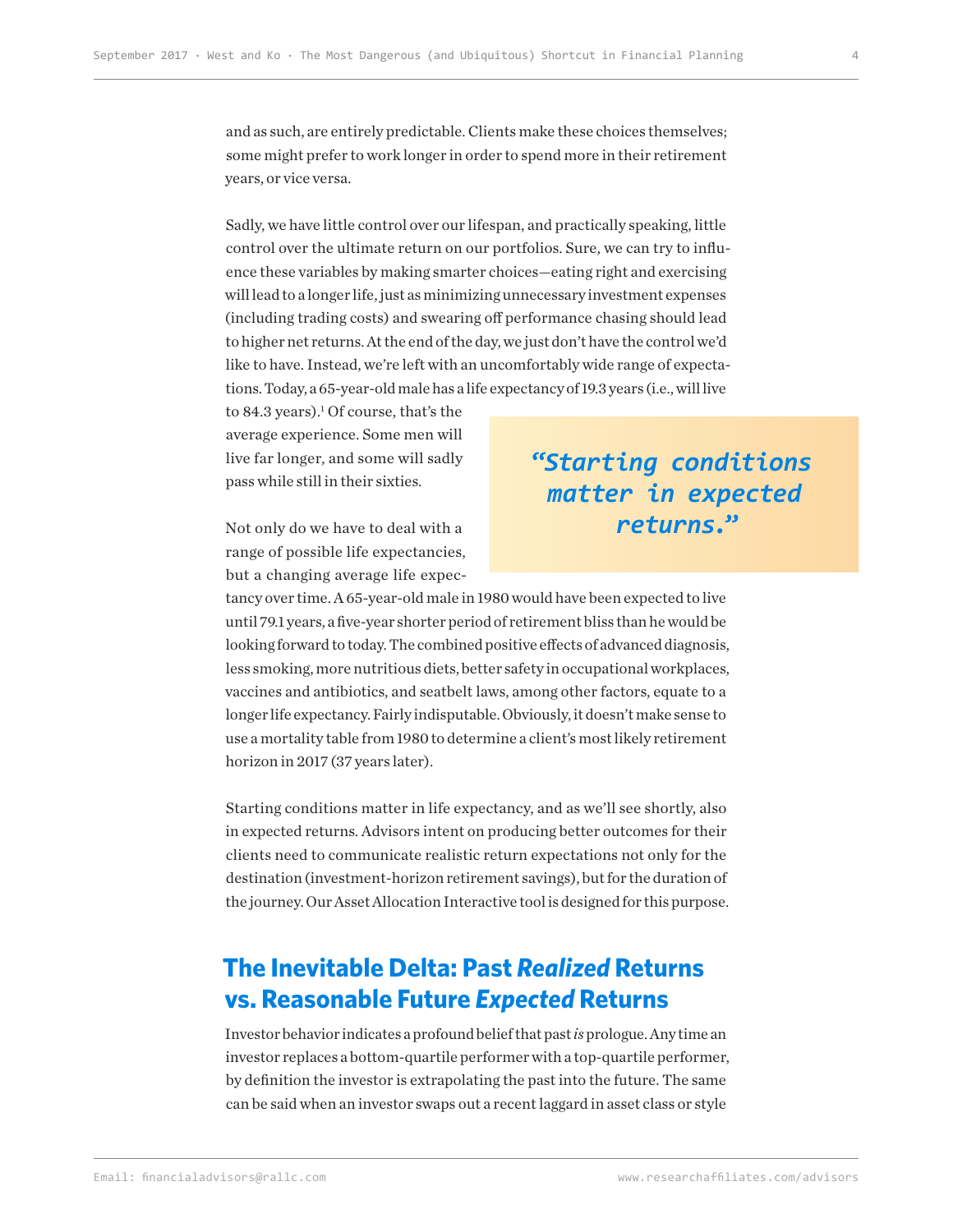and as such, are entirely predictable. Clients make these choices themselves; some might prefer to work longer in order to spend more in their retirement years, or vice versa.

Sadly, we have little control over our lifespan, and practically speaking, little control over the ultimate return on our portfolios. Sure, we can try to influence these variables by making smarter choices—eating right and exercising will lead to a longer life, just as minimizing unnecessary investment expenses (including trading costs) and swearing off performance chasing should lead to higher net returns. At the end of the day, we just don't have the control we'd like to have. Instead, we're left with an uncomfortably wide range of expectations. Today, a 65-year-old male has a life expectancy of 19.3 years (i.e., will live to 84.3 years).[1] Of course, that's the average experience. Some men will live far longer, and some will sadly pass while still in their sixties.

> ***"Starting conditions matter in expected returns."***

Not only do we have to deal with a range of possible life expectancies, but a changing average life expectancy over time. A 65-year-old male in 1980 would have been expected to live until 79.1 years, a five-year shorter period of retirement bliss than he would be looking forward to today. The combined positive effects of advanced diagnosis, less smoking, more nutritious diets, better safety in occupational workplaces, vaccines and antibiotics, and seatbelt laws, among other factors, equate to a longer life expectancy. Fairly indisputable. Obviously, it doesn't make sense to use a mortality table from 1980 to determine a client's most likely retirement horizon in 2017 (37 years later).

Starting conditions matter in life expectancy, and as we'll see shortly, also in expected returns. Advisors intent on producing better outcomes for their clients need to communicate realistic return expectations not only for the destination (investment-horizon retirement savings), but for the duration of the journey. Our Asset Allocation Interactive tool is designed for this purpose.

## The Inevitable Delta: Past *Realized* Returns vs. Reasonable Future *Expected* Returns

Investor behavior indicates a profound belief that past *is* prologue. Any time an investor replaces a bottom-quartile performer with a top-quartile performer, by definition the investor is extrapolating the past into the future. The same can be said when an investor swaps out a recent laggard in asset class or style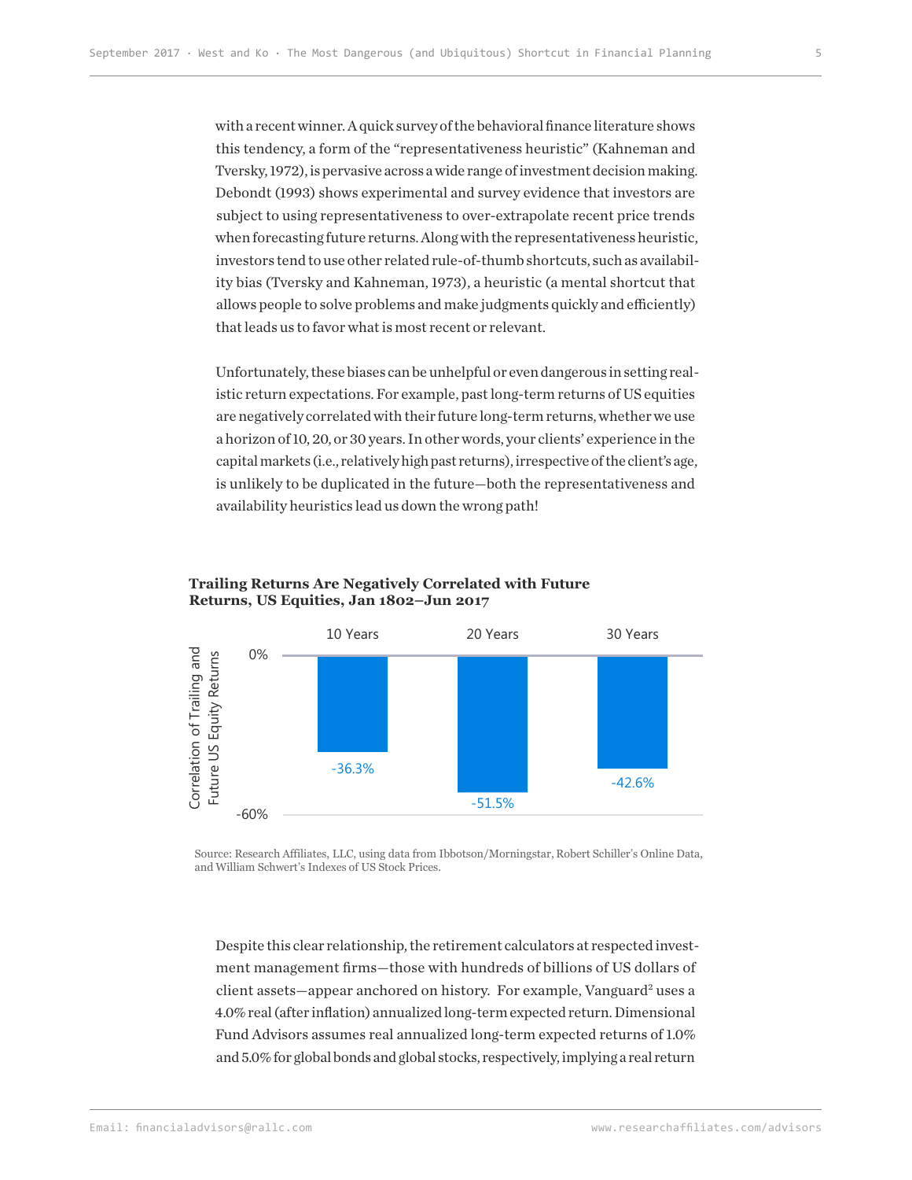with a recent winner. A quick survey of the behavioral finance literature shows this tendency, a form of the "representativeness heuristic" (Kahneman and Tversky, 1972), is pervasive across a wide range of investment decision making. Debondt (1993) shows experimental and survey evidence that investors are subject to using representativeness to over-extrapolate recent price trends when forecasting future returns. Along with the representativeness heuristic, investors tend to use other related rule-of-thumb shortcuts, such as availability bias (Tversky and Kahneman, 1973), a heuristic (a mental shortcut that allows people to solve problems and make judgments quickly and efficiently) that leads us to favor what is most recent or relevant.

Unfortunately, these biases can be unhelpful or even dangerous in setting realistic return expectations. For example, past long-term returns of US equities are negatively correlated with their future long-term returns, whether we use a horizon of 10, 20, or 30 years. In other words, your clients' experience in the capital markets (i.e., relatively high past returns), irrespective of the client's age, is unlikely to be duplicated in the future—both the representativeness and availability heuristics lead us down the wrong path!

**Trailing Returns Are Negatively Correlated with Future Returns, US Equities, Jan 1802–Jun 2017**

| Correlation of Trailing and Future US Equity Returns | 10 Years | 20 Years | 30 Years |
|---|---|---|---|
| | -36.3% | -51.5% | -42.6% |

Source: Research Affiliates, LLC, using data from Ibbotson/Morningstar, Robert Schiller's Online Data, and William Schwert's Indexes of US Stock Prices.

Despite this clear relationship, the retirement calculators at respected investment management firms—those with hundreds of billions of US dollars of client assets—appear anchored on history. For example, Vanguard[2] uses a 4.0% real (after inflation) annualized long-term expected return. Dimensional Fund Advisors assumes real annualized long-term expected returns of 1.0% and 5.0% for global bonds and global stocks, respectively, implying a real return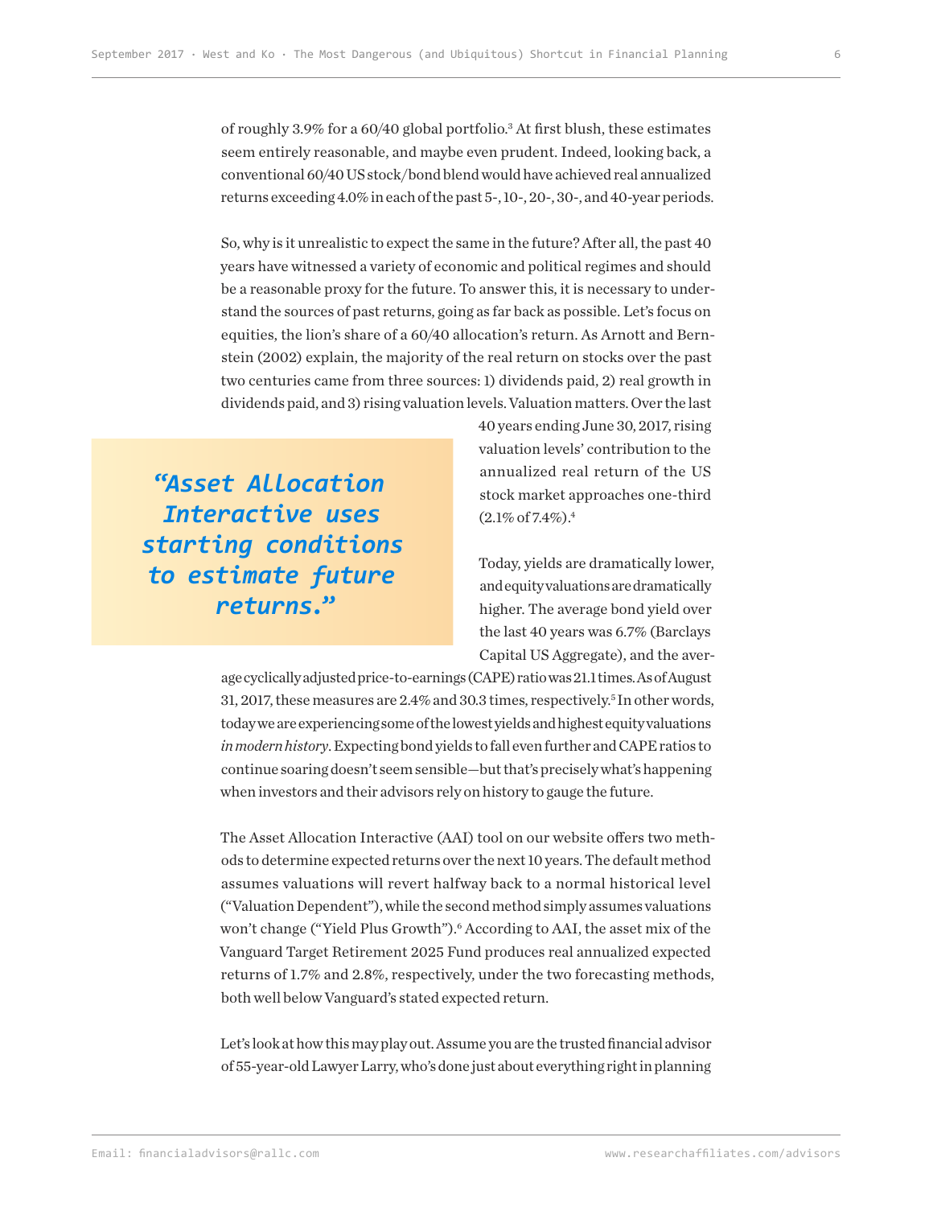of roughly 3.9% for a 60/40 global portfolio.[3] At first blush, these estimates seem entirely reasonable, and maybe even prudent. Indeed, looking back, a conventional 60/40 US stock/bond blend would have achieved real annualized returns exceeding 4.0% in each of the past 5-, 10-, 20-, 30-, and 40-year periods.

So, why is it unrealistic to expect the same in the future? After all, the past 40 years have witnessed a variety of economic and political regimes and should be a reasonable proxy for the future. To answer this, it is necessary to understand the sources of past returns, going as far back as possible. Let's focus on equities, the lion's share of a 60/40 allocation's return. As Arnott and Bernstein (2002) explain, the majority of the real return on stocks over the past two centuries came from three sources: 1) dividends paid, 2) real growth in dividends paid, and 3) rising valuation levels. Valuation matters. Over the last 40 years ending June 30, 2017, rising valuation levels' contribution to the annualized real return of the US stock market approaches one-third (2.1% of 7.4%).[4]

> ***"Asset Allocation Interactive uses starting conditions to estimate future returns."***

Today, yields are dramatically lower, and equity valuations are dramatically higher. The average bond yield over the last 40 years was 6.7% (Barclays Capital US Aggregate), and the average cyclically adjusted price-to-earnings (CAPE) ratio was 21.1 times. As of August 31, 2017, these measures are 2.4% and 30.3 times, respectively.[5] In other words, today we are experiencing some of the lowest yields and highest equity valuations *in modern history*. Expecting bond yields to fall even further and CAPE ratios to continue soaring doesn't seem sensible—but that's precisely what's happening when investors and their advisors rely on history to gauge the future.

The Asset Allocation Interactive (AAI) tool on our website offers two methods to determine expected returns over the next 10 years. The default method assumes valuations will revert halfway back to a normal historical level ("Valuation Dependent"), while the second method simply assumes valuations won't change ("Yield Plus Growth").[6] According to AAI, the asset mix of the Vanguard Target Retirement 2025 Fund produces real annualized expected returns of 1.7% and 2.8%, respectively, under the two forecasting methods, both well below Vanguard's stated expected return.

Let's look at how this may play out. Assume you are the trusted financial advisor of 55-year-old Lawyer Larry, who's done just about everything right in planning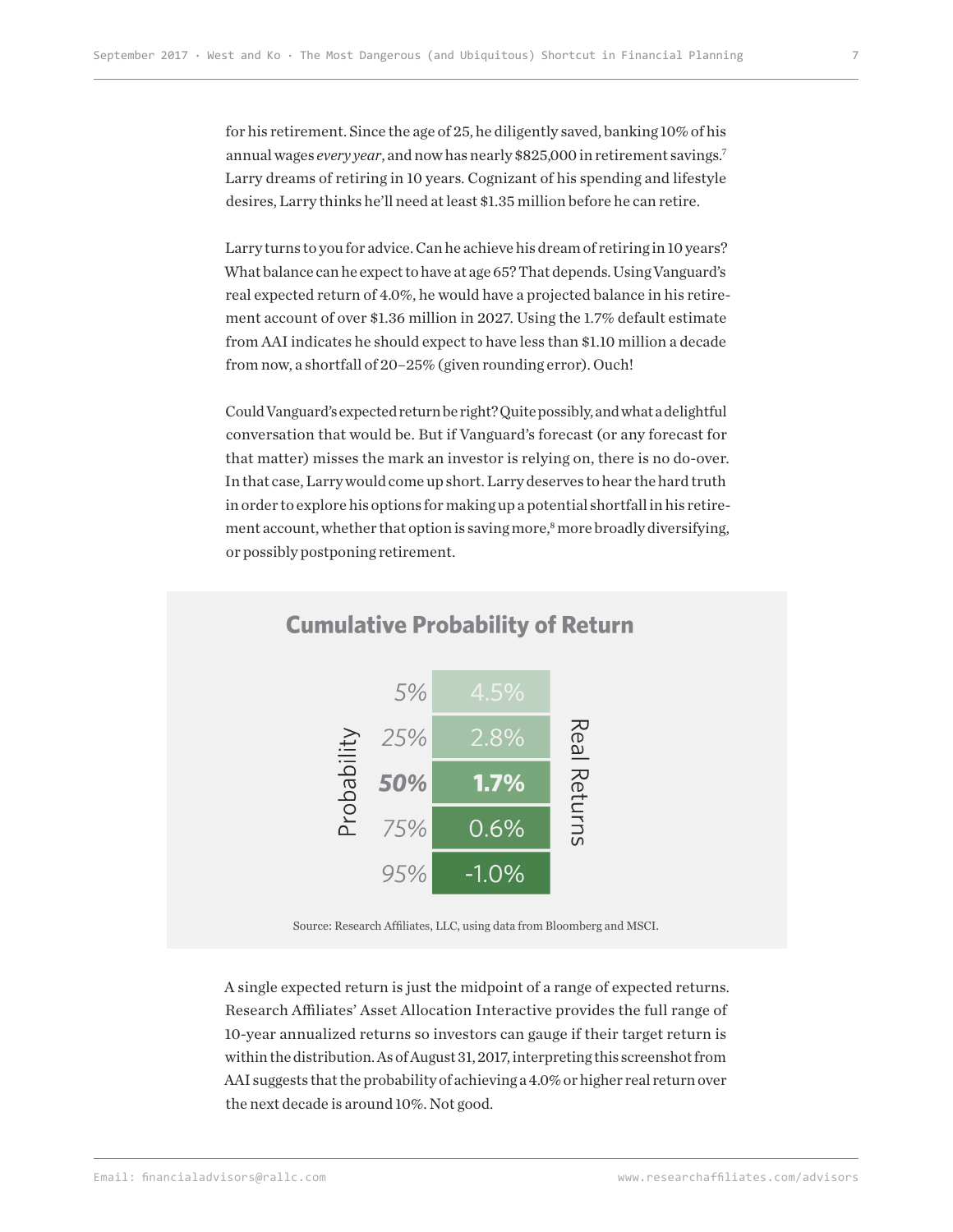for his retirement. Since the age of 25, he diligently saved, banking 10% of his annual wages *every year*, and now has nearly $825,000 in retirement savings.[7] Larry dreams of retiring in 10 years. Cognizant of his spending and lifestyle desires, Larry thinks he'll need at least $1.35 million before he can retire.

Larry turns to you for advice. Can he achieve his dream of retiring in 10 years? What balance can he expect to have at age 65? That depends. Using Vanguard's real expected return of 4.0%, he would have a projected balance in his retirement account of over $1.36 million in 2027. Using the 1.7% default estimate from AAI indicates he should expect to have less than $1.10 million a decade from now, a shortfall of 20–25% (given rounding error). Ouch!

Could Vanguard's expected return be right? Quite possibly, and what a delightful conversation that would be. But if Vanguard's forecast (or any forecast for that matter) misses the mark an investor is relying on, there is no do-over. In that case, Larry would come up short. Larry deserves to hear the hard truth in order to explore his options for making up a potential shortfall in his retirement account, whether that option is saving more,[8] more broadly diversifying, or possibly postponing retirement.

**Cumulative Probability of Return**

| Probability | Real Returns |
|---|---|
| 5% | 4.5% |
| 25% | 2.8% |
| **50%** | **1.7%** |
| 75% | 0.6% |
| 95% | -1.0% |

Source: Research Affiliates, LLC, using data from Bloomberg and MSCI.

A single expected return is just the midpoint of a range of expected returns. Research Affiliates' Asset Allocation Interactive provides the full range of 10-year annualized returns so investors can gauge if their target return is within the distribution. As of August 31, 2017, interpreting this screenshot from AAI suggests that the probability of achieving a 4.0% or higher real return over the next decade is around 10%. Not good.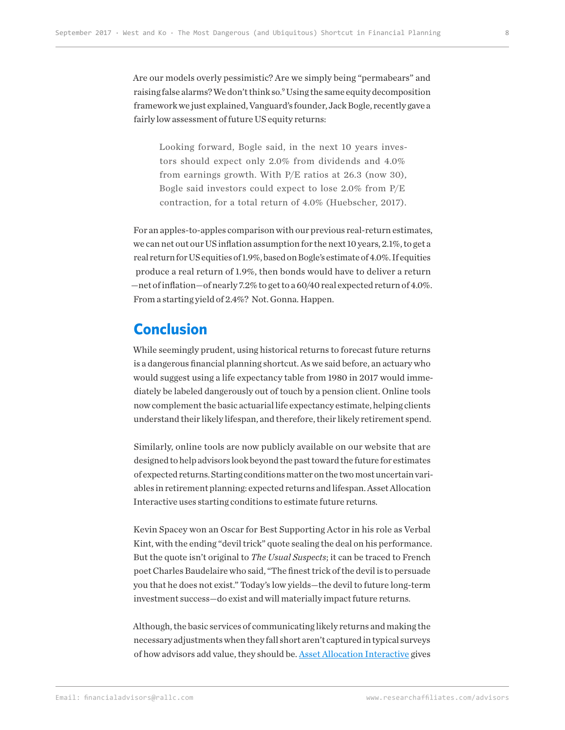Are our models overly pessimistic? Are we simply being "permabears" and raising false alarms? We don't think so.[9] Using the same equity decomposition framework we just explained, Vanguard's founder, Jack Bogle, recently gave a fairly low assessment of future US equity returns:

> Looking forward, Bogle said, in the next 10 years investors should expect only 2.0% from dividends and 4.0% from earnings growth. With P/E ratios at 26.3 (now 30), Bogle said investors could expect to lose 2.0% from P/E contraction, for a total return of 4.0% (Huebscher, 2017).

For an apples-to-apples comparison with our previous real-return estimates, we can net out our US inflation assumption for the next 10 years, 2.1%, to get a real return for US equities of 1.9%, based on Bogle's estimate of 4.0%. If equities produce a real return of 1.9%, then bonds would have to deliver a return —net of inflation—of nearly 7.2% to get to a 60/40 real expected return of 4.0%. From a starting yield of 2.4%? Not. Gonna. Happen.

## Conclusion

While seemingly prudent, using historical returns to forecast future returns is a dangerous financial planning shortcut. As we said before, an actuary who would suggest using a life expectancy table from 1980 in 2017 would immediately be labeled dangerously out of touch by a pension client. Online tools now complement the basic actuarial life expectancy estimate, helping clients understand their likely lifespan, and therefore, their likely retirement spend.

Similarly, online tools are now publicly available on our website that are designed to help advisors look beyond the past toward the future for estimates of expected returns. Starting conditions matter on the two most uncertain variables in retirement planning: expected returns and lifespan. Asset Allocation Interactive uses starting conditions to estimate future returns.

Kevin Spacey won an Oscar for Best Supporting Actor in his role as Verbal Kint, with the ending "devil trick" quote sealing the deal on his performance. But the quote isn't original to *The Usual Suspects*; it can be traced to French poet Charles Baudelaire who said, "The finest trick of the devil is to persuade you that he does not exist." Today's low yields—the devil to future long-term investment success—do exist and will materially impact future returns.

Although, the basic services of communicating likely returns and making the necessary adjustments when they fall short aren't captured in typical surveys of how advisors add value, they should be. [Asset Allocation Interactive] gives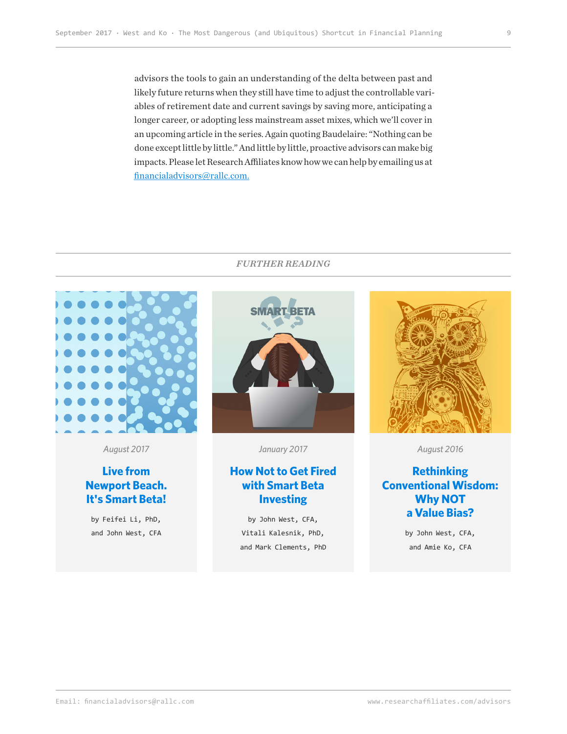advisors the tools to gain an understanding of the delta between past and likely future returns when they still have time to adjust the controllable variables of retirement date and current savings by saving more, anticipating a longer career, or adopting less mainstream asset mixes, which we'll cover in an upcoming article in the series. Again quoting Baudelaire: "Nothing can be done except little by little." And little by little, proactive advisors can make big impacts. Please let Research Affiliates know how we can help by emailing us at [financialadvisors@rallc.com.](mailto:financialadvisors@rallc.com)

## *FURTHER READING*

*August 2017*

**Live from Newport Beach. It's Smart Beta!**

by Feifei Li, PhD, and John West, CFA

*January 2017*

**How Not to Get Fired with Smart Beta Investing**

by John West, CFA, Vitali Kalesnik, PhD, and Mark Clements, PhD

*August 2016*

**Rethinking Conventional Wisdom: Why NOT a Value Bias?**

by John West, CFA, and Amie Ko, CFA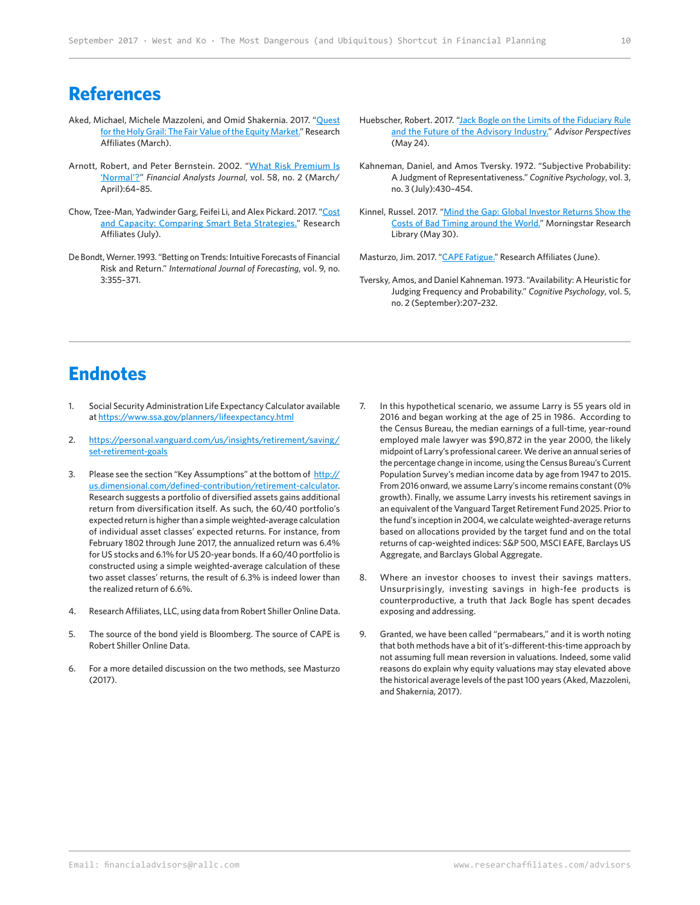## References

Aked, Michael, Michele Mazzoleni, and Omid Shakernia. 2017. "Quest for the Holy Grail: The Fair Value of the Equity Market." Research Affiliates (March).

Arnott, Robert, and Peter Bernstein. 2002. "What Risk Premium Is 'Normal'?" *Financial Analysts Journal*, vol. 58, no. 2 (March/April):64–85.

Chow, Tzee-Man, Yadwinder Garg, Feifei Li, and Alex Pickard. 2017. "Cost and Capacity: Comparing Smart Beta Strategies." Research Affiliates (July).

De Bondt, Werner. 1993. "Betting on Trends: Intuitive Forecasts of Financial Risk and Return." *International Journal of Forecasting*, vol. 9, no. 3:355–371.

Huebscher, Robert. 2017. "Jack Bogle on the Limits of the Fiduciary Rule and the Future of the Advisory Industry." *Advisor Perspectives* (May 24).

Kahneman, Daniel, and Amos Tversky. 1972. "Subjective Probability: A Judgment of Representativeness." *Cognitive Psychology*, vol. 3, no. 3 (July):430–454.

Kinnel, Russel. 2017. "Mind the Gap: Global Investor Returns Show the Costs of Bad Timing around the World." Morningstar Research Library (May 30).

Masturzo, Jim. 2017. "CAPE Fatigue." Research Affiliates (June).

Tversky, Amos, and Daniel Kahneman. 1973. "Availability: A Heuristic for Judging Frequency and Probability." *Cognitive Psychology*, vol. 5, no. 2 (September):207–232.

## Endnotes

1. Social Security Administration Life Expectancy Calculator available at https://www.ssa.gov/planners/lifeexpectancy.html

2. https://personal.vanguard.com/us/insights/retirement/saving/set-retirement-goals

3. Please see the section "Key Assumptions" at the bottom of http://us.dimensional.com/defined-contribution/retirement-calculator. Research suggests a portfolio of diversified assets gains additional return from diversification itself. As such, the 60/40 portfolio's expected return is higher than a simple weighted-average calculation of individual asset classes' expected returns. For instance, from February 1802 through June 2017, the annualized return was 6.4% for US stocks and 6.1% for US 20-year bonds. If a 60/40 portfolio is constructed using a simple weighted-average calculation of these two asset classes' returns, the result of 6.3% is indeed lower than the realized return of 6.6%.

4. Research Affiliates, LLC, using data from Robert Shiller Online Data.

5. The source of the bond yield is Bloomberg. The source of CAPE is Robert Shiller Online Data.

6. For a more detailed discussion on the two methods, see Masturzo (2017).

7. In this hypothetical scenario, we assume Larry is 55 years old in 2016 and began working at the age of 25 in 1986. According to the Census Bureau, the median earnings of a full-time, year-round employed male lawyer was $90,872 in the year 2000, the likely midpoint of Larry's professional career. We derive an annual series of the percentage change in income, using the Census Bureau's Current Population Survey's median income data by age from 1947 to 2015. From 2016 onward, we assume Larry's income remains constant (0% growth). Finally, we assume Larry invests his retirement savings in an equivalent of the Vanguard Target Retirement Fund 2025. Prior to the fund's inception in 2004, we calculate weighted-average returns based on allocations provided by the target fund and on the total returns of cap-weighted indices: S&P 500, MSCI EAFE, Barclays US Aggregate, and Barclays Global Aggregate.

8. Where an investor chooses to invest their savings matters. Unsurprisingly, investing savings in high-fee products is counterproductive, a truth that Jack Bogle has spent decades exposing and addressing.

9. Granted, we have been called "permabears," and it is worth noting that both methods have a bit of it's-different-this-time approach by not assuming full mean reversion in valuations. Indeed, some valid reasons do explain why equity valuations may stay elevated above the historical average levels of the past 100 years (Aked, Mazzoleni, and Shakernia, 2017).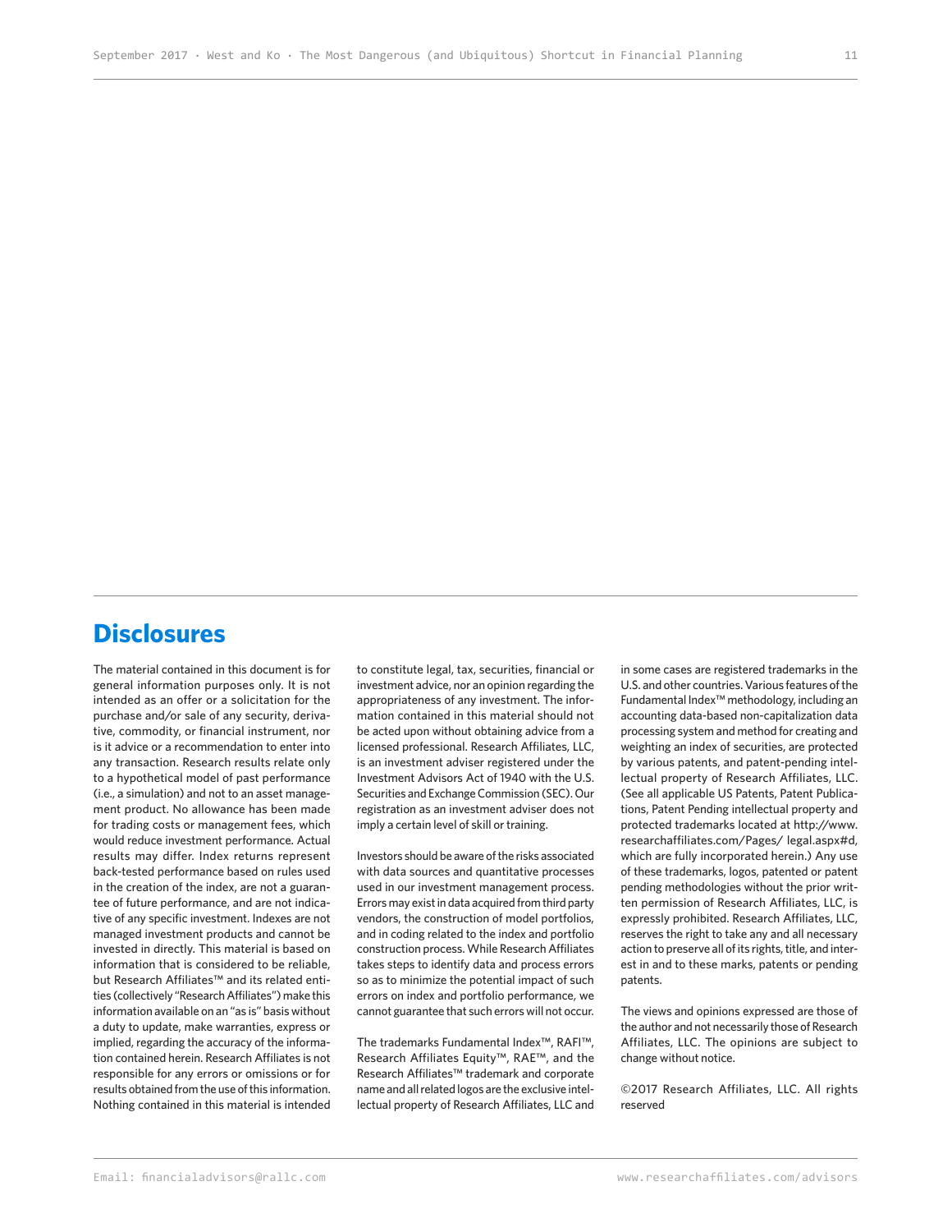## Disclosures

The material contained in this document is for general information purposes only. It is not intended as an offer or a solicitation for the purchase and/or sale of any security, derivative, commodity, or financial instrument, nor is it advice or a recommendation to enter into any transaction. Research results relate only to a hypothetical model of past performance (i.e., a simulation) and not to an asset management product. No allowance has been made for trading costs or management fees, which would reduce investment performance. Actual results may differ. Index returns represent back-tested performance based on rules used in the creation of the index, are not a guarantee of future performance, and are not indicative of any specific investment. Indexes are not managed investment products and cannot be invested in directly. This material is based on information that is considered to be reliable, but Research Affiliates™ and its related entities (collectively "Research Affiliates") make this information available on an "as is" basis without a duty to update, make warranties, express or implied, regarding the accuracy of the information contained herein. Research Affiliates is not responsible for any errors or omissions or for results obtained from the use of this information. Nothing contained in this material is intended to constitute legal, tax, securities, financial or investment advice, nor an opinion regarding the appropriateness of any investment. The information contained in this material should not be acted upon without obtaining advice from a licensed professional. Research Affiliates, LLC, is an investment adviser registered under the Investment Advisors Act of 1940 with the U.S. Securities and Exchange Commission (SEC). Our registration as an investment adviser does not imply a certain level of skill or training.

Investors should be aware of the risks associated with data sources and quantitative processes used in our investment management process. Errors may exist in data acquired from third party vendors, the construction of model portfolios, and in coding related to the index and portfolio construction process. While Research Affiliates takes steps to identify data and process errors so as to minimize the potential impact of such errors on index and portfolio performance, we cannot guarantee that such errors will not occur.

The trademarks Fundamental Index™, RAFI™, Research Affiliates Equity™, RAE™, and the Research Affiliates™ trademark and corporate name and all related logos are the exclusive intellectual property of Research Affiliates, LLC and in some cases are registered trademarks in the U.S. and other countries. Various features of the Fundamental Index™ methodology, including an accounting data-based non-capitalization data processing system and method for creating and weighting an index of securities, are protected by various patents, and patent-pending intellectual property of Research Affiliates, LLC. (See all applicable US Patents, Patent Publications, Patent Pending intellectual property and protected trademarks located at http://www.researchaffiliates.com/Pages/ legal.aspx#d, which are fully incorporated herein.) Any use of these trademarks, logos, patented or patent pending methodologies without the prior written permission of Research Affiliates, LLC, is expressly prohibited. Research Affiliates, LLC, reserves the right to take any and all necessary action to preserve all of its rights, title, and interest in and to these marks, patents or pending patents.

The views and opinions expressed are those of the author and not necessarily those of Research Affiliates, LLC. The opinions are subject to change without notice.

©2017 Research Affiliates, LLC. All rights reserved